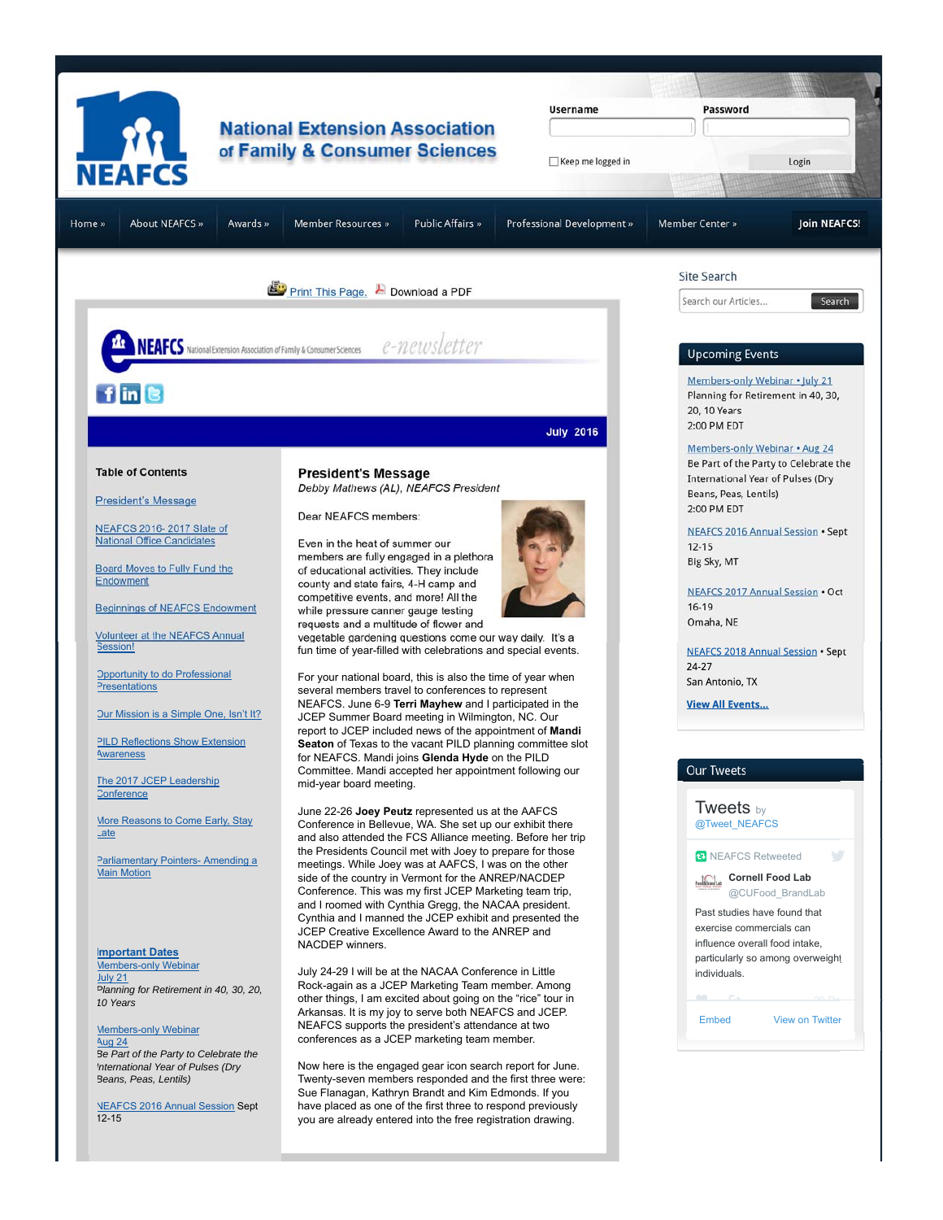# National Extension Association of Family & Consumer Sciences

Username Password

Keep me logged in Login

Home » | About NEAFCS » | Awards » | Member Resources » | Public Affairs » | Professional Development » | Member Center » | Join NEAFCS!

Print This Page. Download a PDF

NEAFCS National Extension Association of Family & Consumer Sciences e-newsletter

July 2016

**Table of Contents**

President's Message

NEAFCS 2016- 2017 Slate of National Office Candidates

Board Moves to Fully Fund the Endowment

Beginnings of NEAFCS Endowment

Volunteer at the NEAFCS Annual Session!

Opportunity to do Professional Presentations

Our Mission is a Simple One, Isn't It?

PILD Reflections Show Extension Awareness

The 2017 JCEP Leadership Conference

More Reasons to Come Early, Stay Late

Parliamentary Pointers- Amending a Main Motion

**Important Dates**

Members-only Webinar July 21
*Planning for Retirement in 40, 30, 20, 10 Years*

Members-only Webinar Aug 24
*Be Part of the Party to Celebrate the International Year of Pulses (Dry Beans, Peas, Lentils)*

NEAFCS 2016 Annual Session Sept 12-15

## President's Message

*Debby Mathews (AL), NEAFCS President*

Dear NEAFCS members:

Even in the heat of summer our members are fully engaged in a plethora of educational activities. They include county and state fairs, 4-H camp and competitive events, and more! All the while pressure canner gauge testing requests and a multitude of flower and vegetable gardening questions come our way daily. It's a fun time of year-filled with celebrations and special events.

For your national board, this is also the time of year when several members travel to conferences to represent NEAFCS. June 6-9 **Terri Mayhew** and I participated in the JCEP Summer Board meeting in Wilmington, NC. Our report to JCEP included news of the appointment of **Mandi Seaton** of Texas to the vacant PILD planning committee slot for NEAFCS. Mandi joins **Glenda Hyde** on the PILD Committee. Mandi accepted her appointment following our mid-year board meeting.

June 22-26 **Joey Peutz** represented us at the AAFCS Conference in Bellevue, WA. She set up our exhibit there and also attended the FCS Alliance meeting. Before her trip the Presidents Council met with Joey to prepare for those meetings. While Joey was at AAFCS, I was on the other side of the country in Vermont for the ANREP/NACDEP Conference. This was my first JCEP Marketing team trip, and I roomed with Cynthia Gregg, the NACAA president. Cynthia and I manned the JCEP exhibit and presented the JCEP Creative Excellence Award to the ANREP and NACDEP winners.

July 24-29 I will be at the NACAA Conference in Little Rock-again as a JCEP Marketing Team member. Among other things, I am excited about going on the "rice" tour in Arkansas. It is my joy to serve both NEAFCS and JCEP. NEAFCS supports the president's attendance at two conferences as a JCEP marketing team member.

Now here is the engaged gear icon search report for June. Twenty-seven members responded and the first three were: Sue Flanagan, Kathryn Brandt and Kim Edmonds. If you have placed as one of the first three to respond previously you are already entered into the free registration drawing.

**Site Search**

Search our Articles... Search

**Upcoming Events**

Members-only Webinar • July 21
Planning for Retirement in 40, 30, 20, 10 Years
2:00 PM EDT

Members-only Webinar • Aug 24
Be Part of the Party to Celebrate the International Year of Pulses (Dry Beans, Peas, Lentils)
2:00 PM EDT

NEAFCS 2016 Annual Session • Sept 12-15
Big Sky, MT

NEAFCS 2017 Annual Session • Oct 16-19
Omaha, NE

NEAFCS 2018 Annual Session • Sept 24-27
San Antonio, TX

**View All Events...**

**Our Tweets**

Tweets by @Tweet_NEAFCS

NEAFCS Retweeted

Cornell Food Lab @CUFood_BrandLab

Past studies have found that exercise commercials can influence overall food intake, particularly so among overweight individuals.

Embed View on Twitter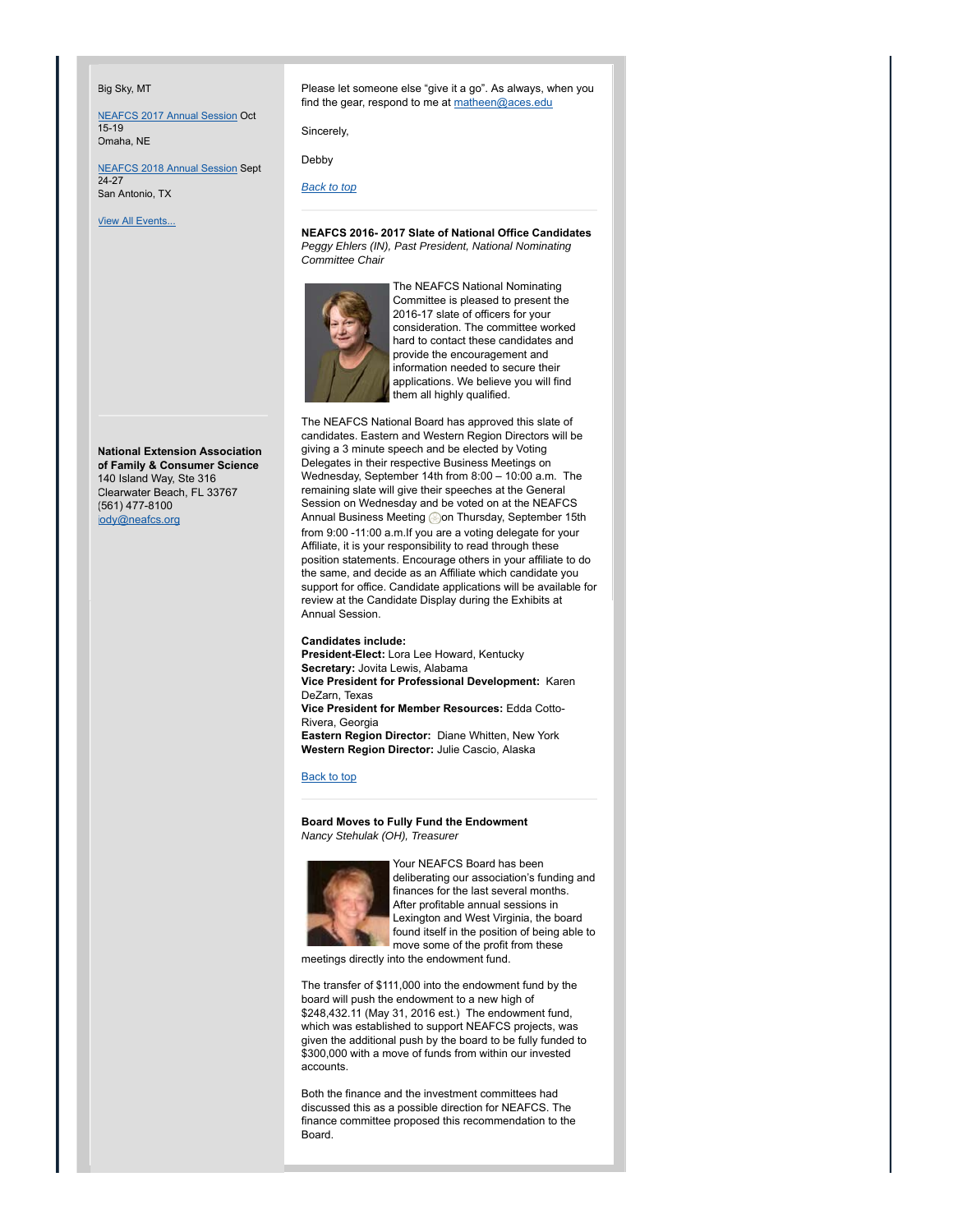Big Sky, MT

[NEAFCS 2017 Annual Session](#) Oct 15-19
Omaha, NE

[NEAFCS 2018 Annual Session](#) Sept 24-27
San Antonio, TX

[View All Events...](#)

**National Extension Association of Family & Consumer Science**
140 Island Way, Ste 316
Clearwater Beach, FL 33767
(561) 477-8100
jody@neafcs.org

Please let someone else "give it a go". As always, when you find the gear, respond to me at matheen@aces.edu

Sincerely,

Debby

[Back to top](#)

---

**NEAFCS 2016- 2017 Slate of National Office Candidates**
*Peggy Ehlers (IN), Past President, National Nominating Committee Chair*

The NEAFCS National Nominating Committee is pleased to present the 2016-17 slate of officers for your consideration. The committee worked hard to contact these candidates and provide the encouragement and information needed to secure their applications. We believe you will find them all highly qualified.

The NEAFCS National Board has approved this slate of candidates. Eastern and Western Region Directors will be giving a 3 minute speech and be elected by Voting Delegates in their respective Business Meetings on Wednesday, September 14th from 8:00 – 10:00 a.m. The remaining slate will give their speeches at the General Session on Wednesday and be voted on at the NEAFCS Annual Business Meeting on Thursday, September 15th from 9:00 -11:00 a.m.If you are a voting delegate for your Affiliate, it is your responsibility to read through these position statements. Encourage others in your affiliate to do the same, and decide as an Affiliate which candidate you support for office. Candidate applications will be available for review at the Candidate Display during the Exhibits at Annual Session.

**Candidates include:**
**President-Elect:** Lora Lee Howard, Kentucky
**Secretary:** Jovita Lewis, Alabama
**Vice President for Professional Development:** Karen DeZarn, Texas
**Vice President for Member Resources:** Edda Cotto-Rivera, Georgia
**Eastern Region Director:** Diane Whitten, New York
**Western Region Director:** Julie Cascio, Alaska

[Back to top](#)

---

**Board Moves to Fully Fund the Endowment**
*Nancy Stehulak (OH), Treasurer*

Your NEAFCS Board has been deliberating our association's funding and finances for the last several months. After profitable annual sessions in Lexington and West Virginia, the board found itself in the position of being able to move some of the profit from these meetings directly into the endowment fund.

The transfer of $111,000 into the endowment fund by the board will push the endowment to a new high of $248,432.11 (May 31, 2016 est.) The endowment fund, which was established to support NEAFCS projects, was given the additional push by the board to be fully funded to $300,000 with a move of funds from within our invested accounts.

Both the finance and the investment committees had discussed this as a possible direction for NEAFCS. The finance committee proposed this recommendation to the Board.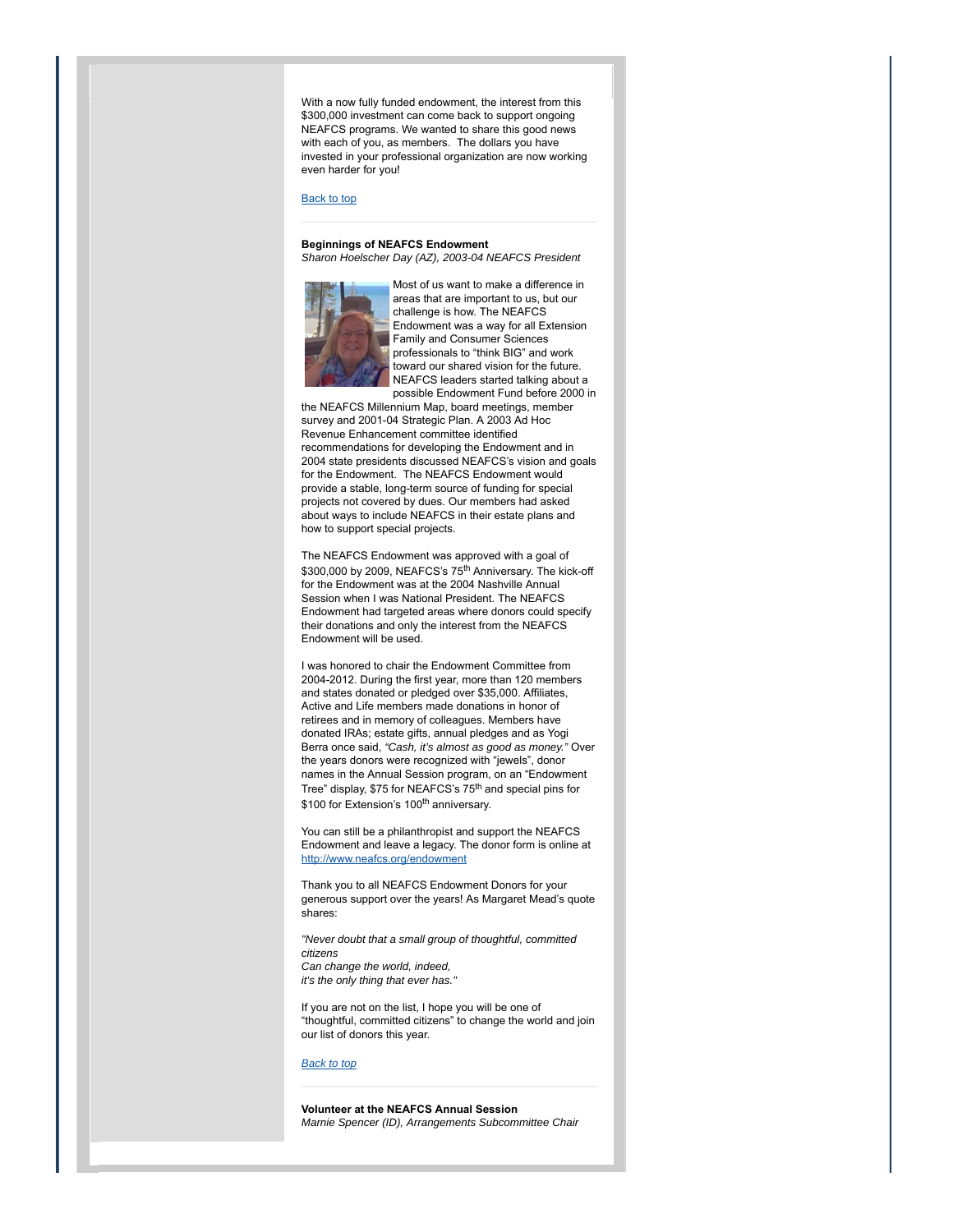With a now fully funded endowment, the interest from this $300,000 investment can come back to support ongoing NEAFCS programs. We wanted to share this good news with each of you, as members. The dollars you have invested in your professional organization are now working even harder for you!

[Back to top](#)

---

**Beginnings of NEAFCS Endowment**
*Sharon Hoelscher Day (AZ), 2003-04 NEAFCS President*

Most of us want to make a difference in areas that are important to us, but our challenge is how. The NEAFCS Endowment was a way for all Extension Family and Consumer Sciences professionals to "think BIG" and work toward our shared vision for the future. NEAFCS leaders started talking about a possible Endowment Fund before 2000 in the NEAFCS Millennium Map, board meetings, member survey and 2001-04 Strategic Plan. A 2003 Ad Hoc Revenue Enhancement committee identified recommendations for developing the Endowment and in 2004 state presidents discussed NEAFCS's vision and goals for the Endowment. The NEAFCS Endowment would provide a stable, long-term source of funding for special projects not covered by dues. Our members had asked about ways to include NEAFCS in their estate plans and how to support special projects.

The NEAFCS Endowment was approved with a goal of $300,000 by 2009, NEAFCS's 75th Anniversary. The kick-off for the Endowment was at the 2004 Nashville Annual Session when I was National President. The NEAFCS Endowment had targeted areas where donors could specify their donations and only the interest from the NEAFCS Endowment will be used.

I was honored to chair the Endowment Committee from 2004-2012. During the first year, more than 120 members and states donated or pledged over $35,000. Affiliates, Active and Life members made donations in honor of retirees and in memory of colleagues. Members have donated IRAs; estate gifts, annual pledges and as Yogi Berra once said, *"Cash, it's almost as good as money."* Over the years donors were recognized with "jewels", donor names in the Annual Session program, on an "Endowment Tree" display, $75 for NEAFCS's 75th and special pins for $100 for Extension's 100th anniversary.

You can still be a philanthropist and support the NEAFCS Endowment and leave a legacy. The donor form is online at [http://www.neafcs.org/endowment](http://www.neafcs.org/endowment)

Thank you to all NEAFCS Endowment Donors for your generous support over the years! As Margaret Mead's quote shares:

*"Never doubt that a small group of thoughtful, committed citizens*
*Can change the world, indeed,*
*it's the only thing that ever has."*

If you are not on the list, I hope you will be one of "thoughtful, committed citizens" to change the world and join our list of donors this year.

*[Back to top](#)*

---

**Volunteer at the NEAFCS Annual Session**
*Marnie Spencer (ID), Arrangements Subcommittee Chair*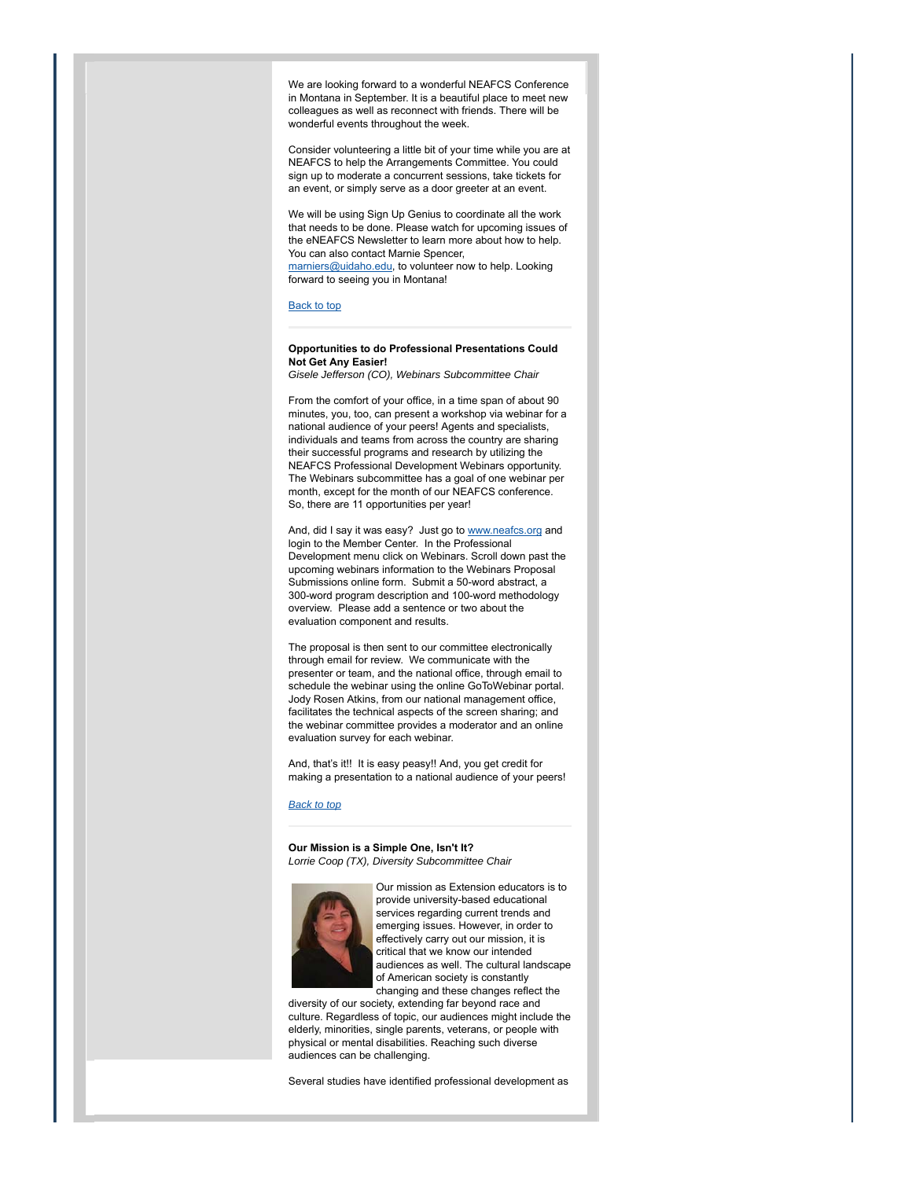We are looking forward to a wonderful NEAFCS Conference in Montana in September. It is a beautiful place to meet new colleagues as well as reconnect with friends. There will be wonderful events throughout the week.

Consider volunteering a little bit of your time while you are at NEAFCS to help the Arrangements Committee. You could sign up to moderate a concurrent sessions, take tickets for an event, or simply serve as a door greeter at an event.

We will be using Sign Up Genius to coordinate all the work that needs to be done. Please watch for upcoming issues of the eNEAFCS Newsletter to learn more about how to help. You can also contact Marnie Spencer, marniers@uidaho.edu, to volunteer now to help. Looking forward to seeing you in Montana!

Back to top

---

**Opportunities to do Professional Presentations Could Not Get Any Easier!**
*Gisele Jefferson (CO), Webinars Subcommittee Chair*

From the comfort of your office, in a time span of about 90 minutes, you, too, can present a workshop via webinar for a national audience of your peers! Agents and specialists, individuals and teams from across the country are sharing their successful programs and research by utilizing the NEAFCS Professional Development Webinars opportunity. The Webinars subcommittee has a goal of one webinar per month, except for the month of our NEAFCS conference. So, there are 11 opportunities per year!

And, did I say it was easy? Just go to www.neafcs.org and login to the Member Center. In the Professional Development menu click on Webinars. Scroll down past the upcoming webinars information to the Webinars Proposal Submissions online form. Submit a 50-word abstract, a 300-word program description and 100-word methodology overview. Please add a sentence or two about the evaluation component and results.

The proposal is then sent to our committee electronically through email for review. We communicate with the presenter or team, and the national office, through email to schedule the webinar using the online GoToWebinar portal. Jody Rosen Atkins, from our national management office, facilitates the technical aspects of the screen sharing; and the webinar committee provides a moderator and an online evaluation survey for each webinar.

And, that's it!! It is easy peasy!! And, you get credit for making a presentation to a national audience of your peers!

*Back to top*

---

**Our Mission is a Simple One, Isn't It?**
*Lorrie Coop (TX), Diversity Subcommittee Chair*

Our mission as Extension educators is to provide university-based educational services regarding current trends and emerging issues. However, in order to effectively carry out our mission, it is critical that we know our intended audiences as well. The cultural landscape of American society is constantly changing and these changes reflect the diversity of our society, extending far beyond race and culture. Regardless of topic, our audiences might include the elderly, minorities, single parents, veterans, or people with physical or mental disabilities. Reaching such diverse audiences can be challenging.

Several studies have identified professional development as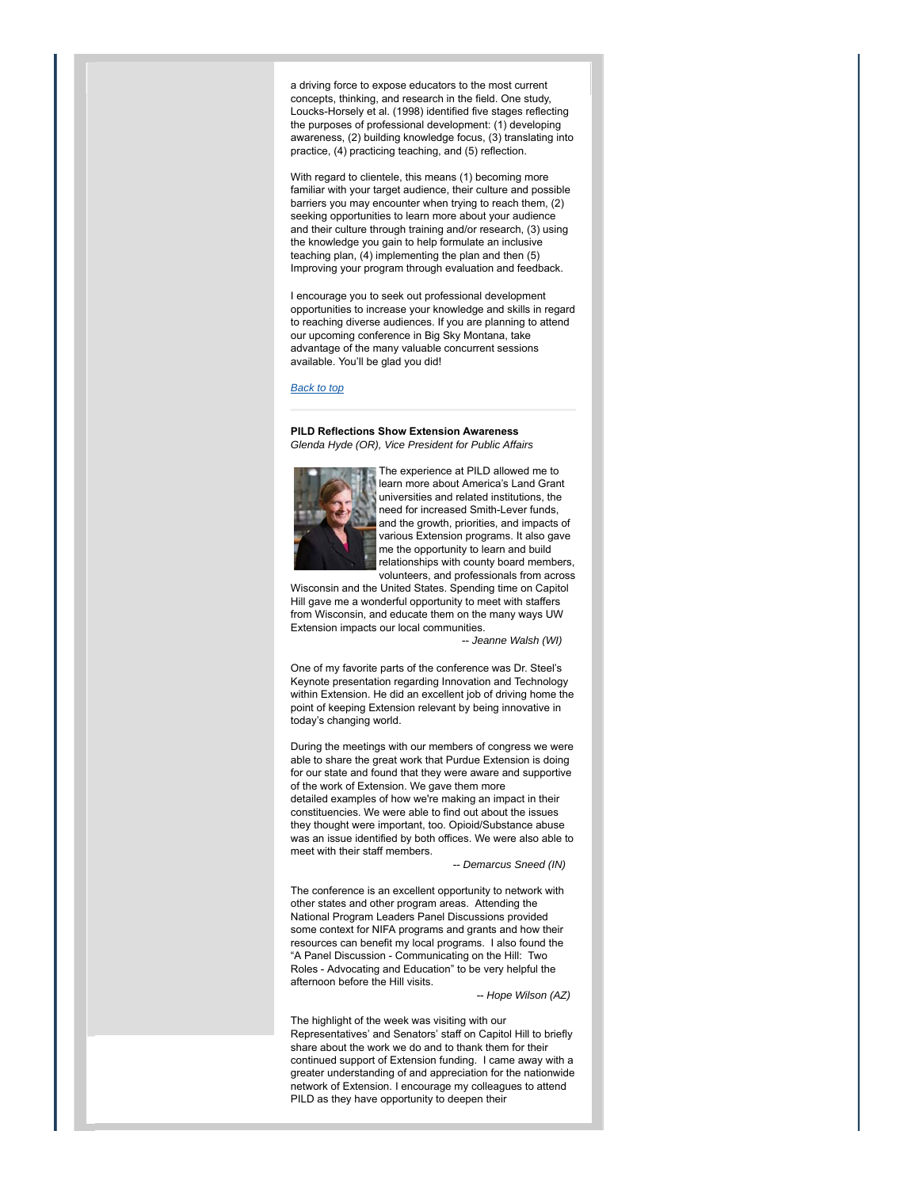a driving force to expose educators to the most current concepts, thinking, and research in the field. One study, Loucks-Horsely et al. (1998) identified five stages reflecting the purposes of professional development: (1) developing awareness, (2) building knowledge focus, (3) translating into practice, (4) practicing teaching, and (5) reflection.

With regard to clientele, this means (1) becoming more familiar with your target audience, their culture and possible barriers you may encounter when trying to reach them, (2) seeking opportunities to learn more about your audience and their culture through training and/or research, (3) using the knowledge you gain to help formulate an inclusive teaching plan, (4) implementing the plan and then (5) Improving your program through evaluation and feedback.

I encourage you to seek out professional development opportunities to increase your knowledge and skills in regard to reaching diverse audiences. If you are planning to attend our upcoming conference in Big Sky Montana, take advantage of the many valuable concurrent sessions available. You'll be glad you did!

*Back to top*

---

**PILD Reflections Show Extension Awareness**
*Glenda Hyde (OR), Vice President for Public Affairs*

The experience at PILD allowed me to learn more about America's Land Grant universities and related institutions, the need for increased Smith-Lever funds, and the growth, priorities, and impacts of various Extension programs. It also gave me the opportunity to learn and build relationships with county board members, volunteers, and professionals from across Wisconsin and the United States. Spending time on Capitol Hill gave me a wonderful opportunity to meet with staffers from Wisconsin, and educate them on the many ways UW Extension impacts our local communities.

*-- Jeanne Walsh (WI)*

One of my favorite parts of the conference was Dr. Steel's Keynote presentation regarding Innovation and Technology within Extension. He did an excellent job of driving home the point of keeping Extension relevant by being innovative in today's changing world.

During the meetings with our members of congress we were able to share the great work that Purdue Extension is doing for our state and found that they were aware and supportive of the work of Extension. We gave them more detailed examples of how we're making an impact in their constituencies. We were able to find out about the issues they thought were important, too. Opioid/Substance abuse was an issue identified by both offices. We were also able to meet with their staff members.

*-- Demarcus Sneed (IN)*

The conference is an excellent opportunity to network with other states and other program areas. Attending the National Program Leaders Panel Discussions provided some context for NIFA programs and grants and how their resources can benefit my local programs. I also found the "A Panel Discussion - Communicating on the Hill: Two Roles - Advocating and Education" to be very helpful the afternoon before the Hill visits.

*-- Hope Wilson (AZ)*

The highlight of the week was visiting with our Representatives' and Senators' staff on Capitol Hill to briefly share about the work we do and to thank them for their continued support of Extension funding. I came away with a greater understanding of and appreciation for the nationwide network of Extension. I encourage my colleagues to attend PILD as they have opportunity to deepen their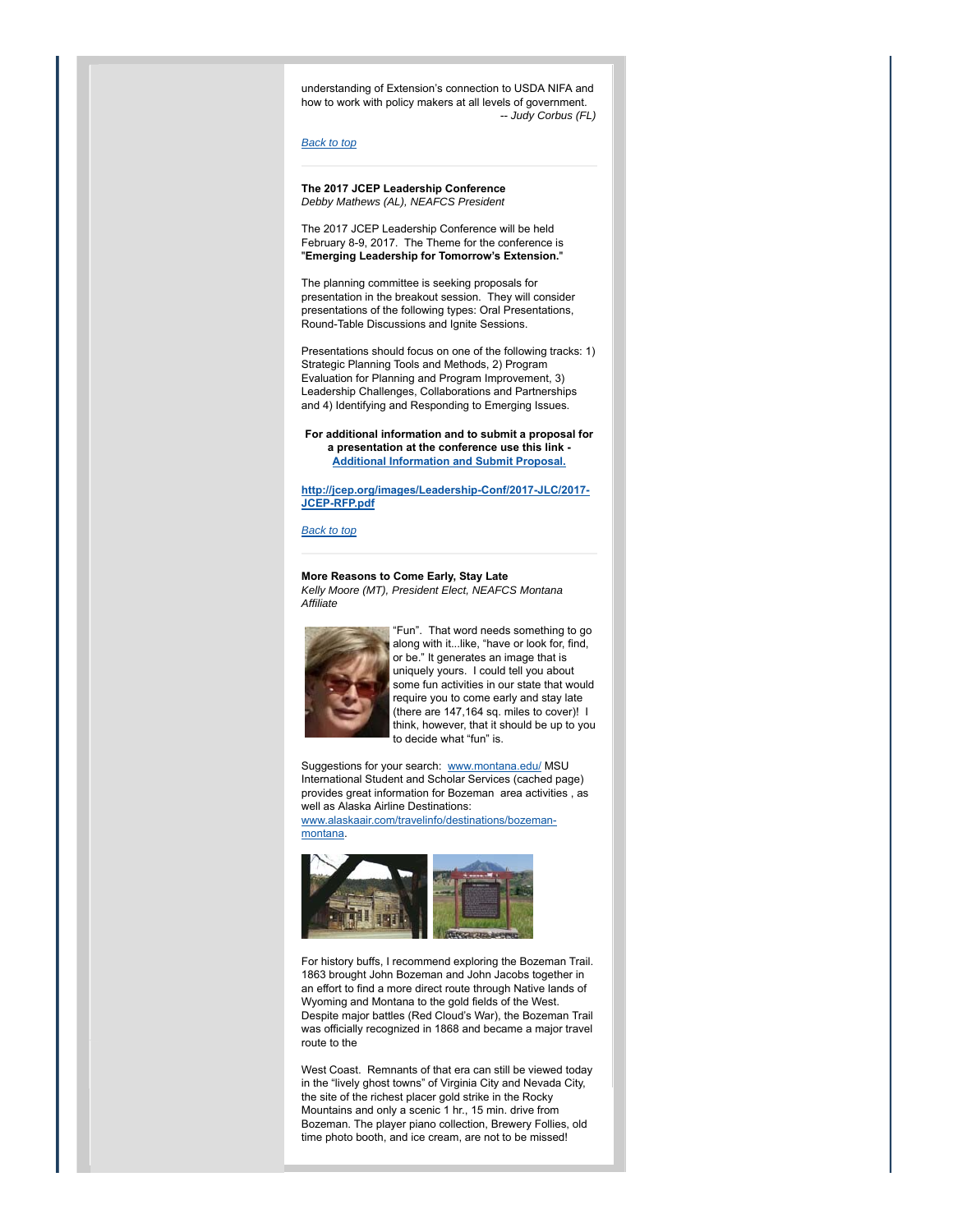understanding of Extension's connection to USDA NIFA and how to work with policy makers at all levels of government.
*-- Judy Corbus (FL)*

[Back to top](#)

---

**The 2017 JCEP Leadership Conference**
*Debby Mathews (AL), NEAFCS President*

The 2017 JCEP Leadership Conference will be held February 8-9, 2017. The Theme for the conference is "**Emerging Leadership for Tomorrow's Extension.**"

The planning committee is seeking proposals for presentation in the breakout session. They will consider presentations of the following types: Oral Presentations, Round-Table Discussions and Ignite Sessions.

Presentations should focus on one of the following tracks: 1) Strategic Planning Tools and Methods, 2) Program Evaluation for Planning and Program Improvement, 3) Leadership Challenges, Collaborations and Partnerships and 4) Identifying and Responding to Emerging Issues.

**For additional information and to submit a proposal for a presentation at the conference use this link - [Additional Information and Submit Proposal.](http://jcep.org/images/Leadership-Conf/2017-JLC/2017-JCEP-RFP.pdf)**

**[http://jcep.org/images/Leadership-Conf/2017-JLC/2017-JCEP-RFP.pdf](http://jcep.org/images/Leadership-Conf/2017-JLC/2017-JCEP-RFP.pdf)**

[Back to top](#)

---

**More Reasons to Come Early, Stay Late**
*Kelly Moore (MT), President Elect, NEAFCS Montana Affiliate*

"Fun". That word needs something to go along with it...like, "have or look for, find, or be." It generates an image that is uniquely yours. I could tell you about some fun activities in our state that would require you to come early and stay late (there are 147,164 sq. miles to cover)! I think, however, that it should be up to you to decide what "fun" is.

Suggestions for your search: [www.montana.edu/](http://www.montana.edu/) MSU International Student and Scholar Services (cached page) provides great information for Bozeman area activities , as well as Alaska Airline Destinations: [www.alaskaair.com/travelinfo/destinations/bozeman-montana](http://www.alaskaair.com/travelinfo/destinations/bozeman-montana).

For history buffs, I recommend exploring the Bozeman Trail. 1863 brought John Bozeman and John Jacobs together in an effort to find a more direct route through Native lands of Wyoming and Montana to the gold fields of the West. Despite major battles (Red Cloud's War), the Bozeman Trail was officially recognized in 1868 and became a major travel route to the

West Coast. Remnants of that era can still be viewed today in the "lively ghost towns" of Virginia City and Nevada City, the site of the richest placer gold strike in the Rocky Mountains and only a scenic 1 hr., 15 min. drive from Bozeman. The player piano collection, Brewery Follies, old time photo booth, and ice cream, are not to be missed!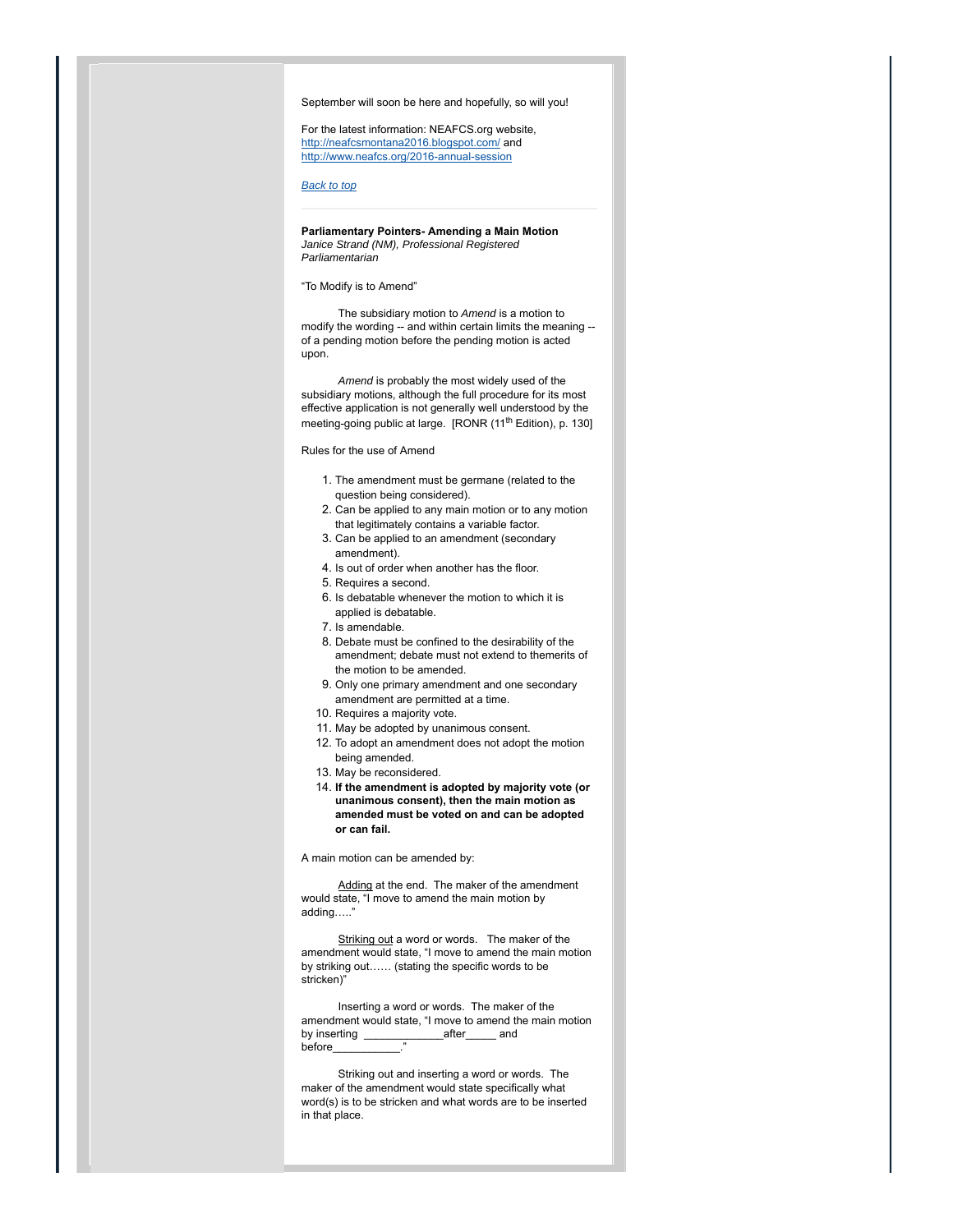September will soon be here and hopefully, so will you!

For the latest information: NEAFCS.org website, http://neafcsmontana2016.blogspot.com/ and http://www.neafcs.org/2016-annual-session

*Back to top*

---

**Parliamentary Pointers- Amending a Main Motion**
*Janice Strand (NM), Professional Registered Parliamentarian*

"To Modify is to Amend"

The subsidiary motion to *Amend* is a motion to modify the wording -- and within certain limits the meaning -- of a pending motion before the pending motion is acted upon.

*Amend* is probably the most widely used of the subsidiary motions, although the full procedure for its most effective application is not generally well understood by the meeting-going public at large. [RONR (11th Edition), p. 130]

Rules for the use of Amend

1. The amendment must be germane (related to the question being considered).
2. Can be applied to any main motion or to any motion that legitimately contains a variable factor.
3. Can be applied to an amendment (secondary amendment).
4. Is out of order when another has the floor.
5. Requires a second.
6. Is debatable whenever the motion to which it is applied is debatable.
7. Is amendable.
8. Debate must be confined to the desirability of the amendment; debate must not extend to themerits of the motion to be amended.
9. Only one primary amendment and one secondary amendment are permitted at a time.
10. Requires a majority vote.
11. May be adopted by unanimous consent.
12. To adopt an amendment does not adopt the motion being amended.
13. May be reconsidered.
14. **If the amendment is adopted by majority vote (or unanimous consent), then the main motion as amended must be voted on and can be adopted or can fail.**

A main motion can be amended by:

Adding at the end. The maker of the amendment would state, "I move to amend the main motion by adding….."

Striking out a word or words. The maker of the amendment would state, "I move to amend the main motion by striking out…… (stating the specific words to be stricken)"

Inserting a word or words. The maker of the amendment would state, "I move to amend the main motion by inserting _____________after_____ and before___________."

Striking out and inserting a word or words. The maker of the amendment would state specifically what word(s) is to be stricken and what words are to be inserted in that place.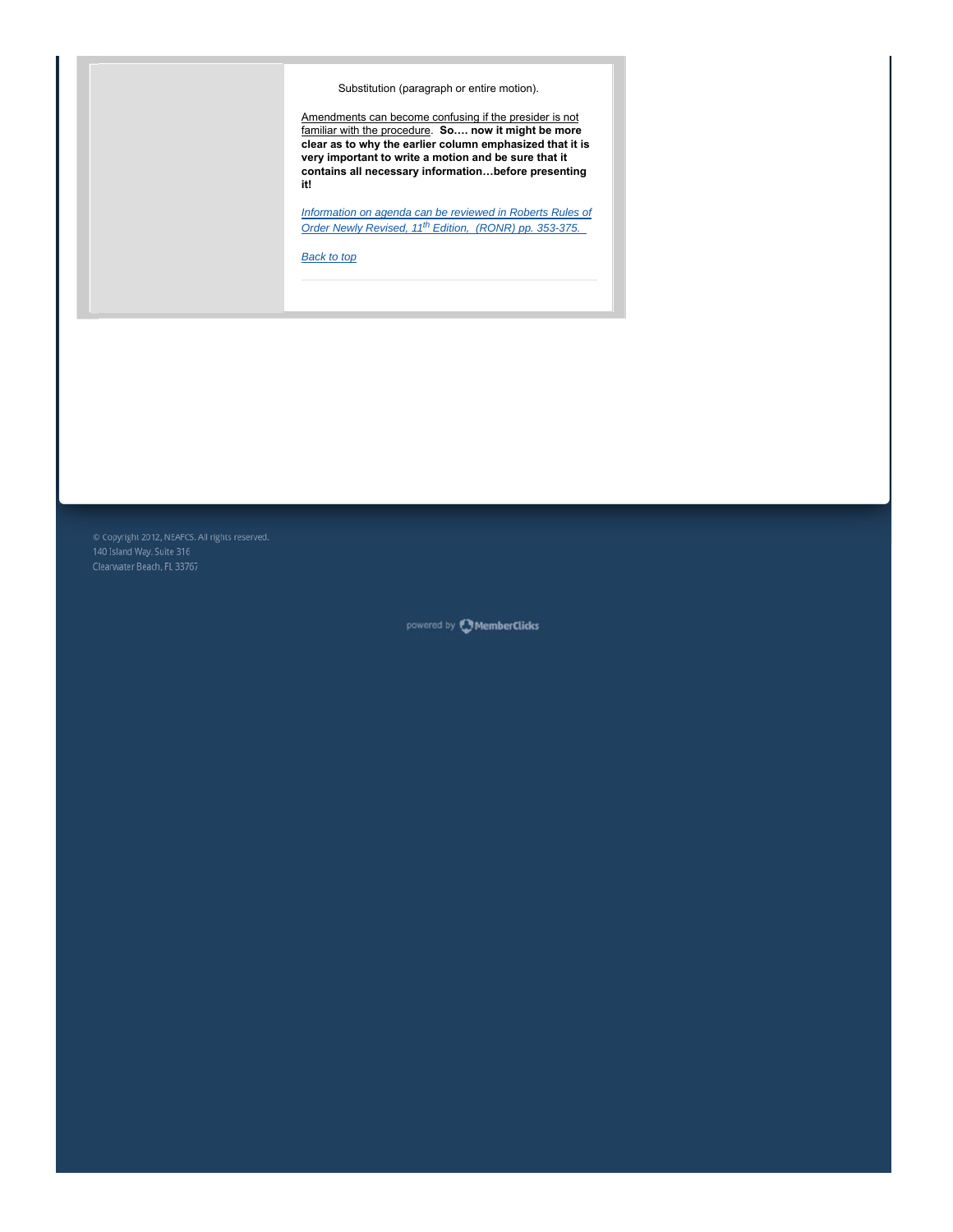Substitution (paragraph or entire motion).

Amendments can become confusing if the presider is not familiar with the procedure. **So…. now it might be more clear as to why the earlier column emphasized that it is very important to write a motion and be sure that it contains all necessary information…before presenting it!**

*Information on agenda can be reviewed in Roberts Rules of Order Newly Revised, 11th Edition, (RONR) pp. 353-375.*

*Back to top*

---

© Copyright 2012, NEAFCS. All rights reserved.
140 Island Way, Suite 316
Clearwater Beach, FL 33767

powered by MemberClicks